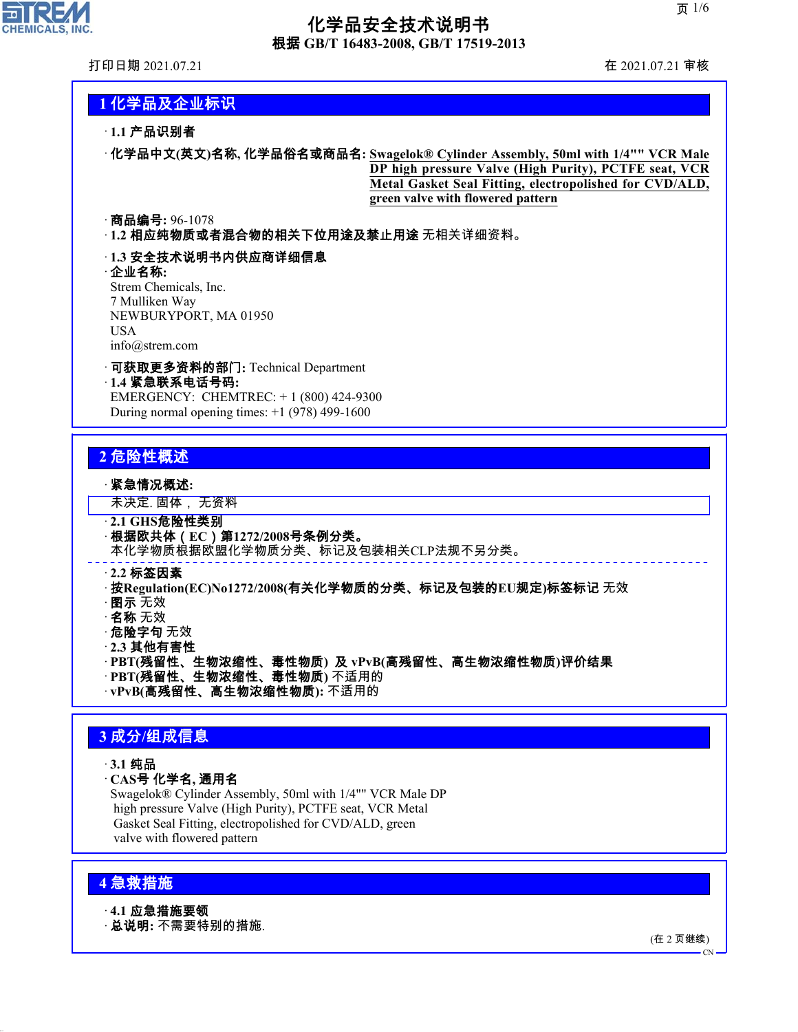# 化学品安全技术说明书

**根据 GB/T 16483-2008, GB/T 17519-2013**

打印日期 2021.07.21　　在 2021.07.21 审核

## 1 化学品及企业标识

· **1.1 产品识别者**

· **化学品中文(英文)名称, 化学品俗名或商品名:** Swagelok® Cylinder Assembly, 50ml with 1/4"" VCR Male DP high pressure Valve (High Purity), PCTFE seat, VCR Metal Gasket Seal Fitting, electropolished for CVD/ALD, green valve with flowered pattern

· **商品编号:** 96-1078

· **1.2 相应纯物质或者混合物的相关下位用途及禁止用途** 无相关详细资料。

· **1.3 安全技术说明书内供应商详细信息**

· **企业名称:**

Strem Chemicals, Inc.
7 Mulliken Way
NEWBURYPORT, MA 01950
USA
info@strem.com

· **可获取更多资料的部门:** Technical Department

· **1.4 紧急联系电话号码:**

EMERGENCY: CHEMTREC: + 1 (800) 424-9300
During normal opening times: +1 (978) 499-1600

## 2 危险性概述

· **紧急情况概述:**

未决定. 固体， 无资料

· **2.1 GHS危险性类别**

· **根据欧共体（EC）第1272/2008号条例分类。**

本化学物质根据欧盟化学物质分类、标记及包装相关CLP法规不另分类。

· **2.2 标签因素**

· **按Regulation(EC)No1272/2008(有关化学物质的分类、标记及包装的EU规定)标签标记** 无效

· **图示** 无效

· **名称** 无效

· **危险字句** 无效

· **2.3 其他有害性**

· **PBT(残留性、生物浓缩性、毒性物质) 及 vPvB(高残留性、高生物浓缩性物质)评价结果**

· **PBT(残留性、生物浓缩性、毒性物质)** 不适用的

· **vPvB(高残留性、高生物浓缩性物质):** 不适用的

## 3 成分/组成信息

· **3.1 纯品**

· **CAS号 化学名, 通用名**

Swagelok® Cylinder Assembly, 50ml with 1/4"" VCR Male DP high pressure Valve (High Purity), PCTFE seat, VCR Metal Gasket Seal Fitting, electropolished for CVD/ALD, green valve with flowered pattern

## 4 急救措施

· **4.1 应急措施要领**

· **总说明:** 不需要特别的措施.

(在 2 页继续)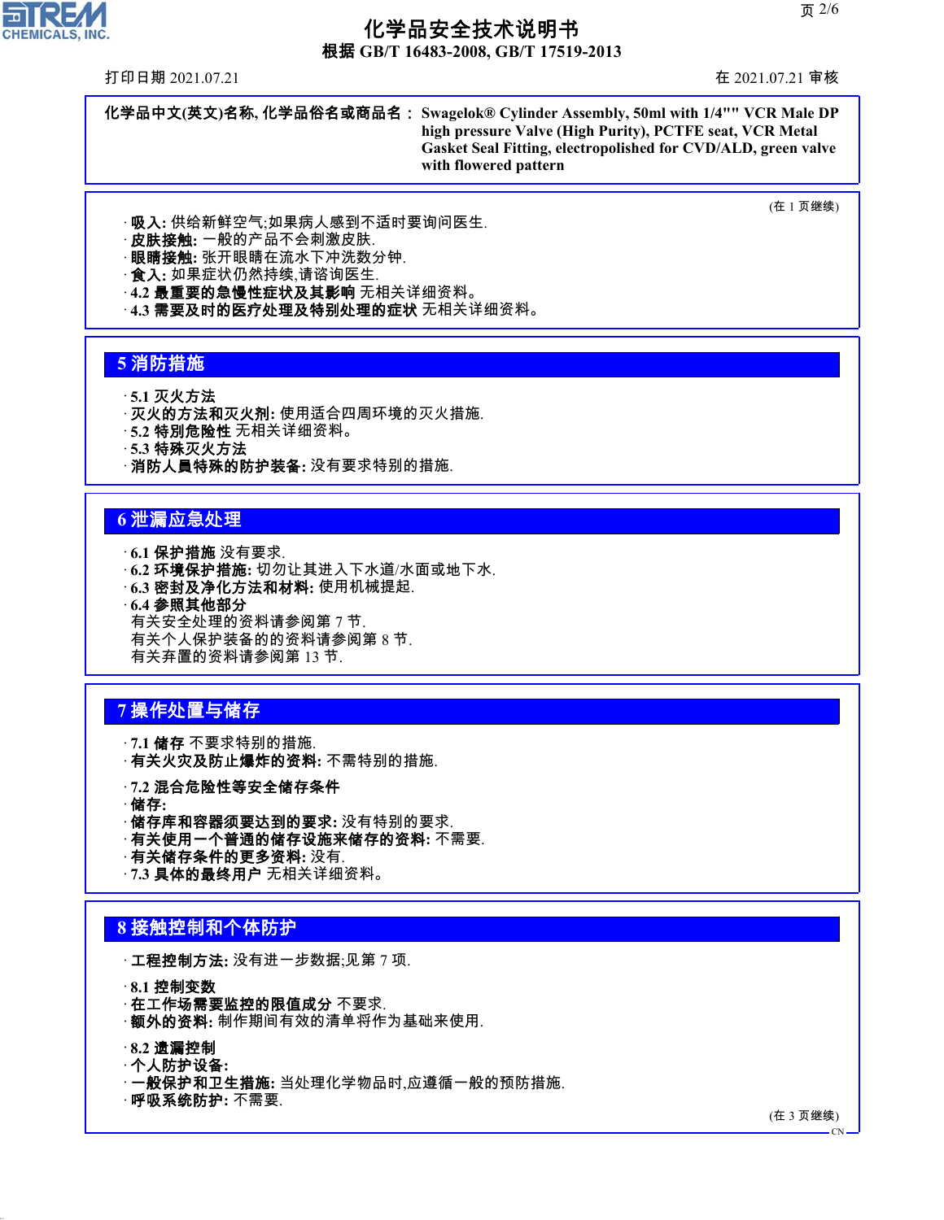**化学品中文(英文)名称, 化学品俗名或商品名：** Swagelok® Cylinder Assembly, 50ml with 1/4"" VCR Male DP high pressure Valve (High Purity), PCTFE seat, VCR Metal Gasket Seal Fitting, electropolished for CVD/ALD, green valve with flowered pattern

(在 1 页继续)

· **吸入:** 供给新鲜空气;如果病人感到不适时要询问医生.
· **皮肤接触:** 一般的产品不会刺激皮肤.
· **眼睛接触:** 张开眼睛在流水下冲洗数分钟.
· **食入:** 如果症状仍然持续,请咨询医生.
· **4.2 最重要的急慢性症状及其影响** 无相关详细资料。
· **4.3 需要及时的医疗处理及特别处理的症状** 无相关详细资料。

## 5 消防措施

· **5.1 灭火方法**
· **灭火的方法和灭火剂:** 使用适合四周环境的灭火措施.
· **5.2 特别危险性** 无相关详细资料。
· **5.3 特殊灭火方法**
· **消防人員特殊的防护装备:** 没有要求特别的措施.

## 6 泄漏应急处理

· **6.1 保护措施** 没有要求.
· **6.2 环境保护措施:** 切勿让其进入下水道/水面或地下水.
· **6.3 密封及净化方法和材料:** 使用机械提起.
· **6.4 参照其他部分**
有关安全处理的资料请参阅第 7 节.
有关个人保护装备的的资料请参阅第 8 节.
有关弃置的资料请参阅第 13 节.

## 7 操作处置与储存

· **7.1 储存** 不要求特别的措施.
· **有关火灾及防止爆炸的资料:** 不需特别的措施.

· **7.2 混合危险性等安全储存条件**
· **储存:**
· **储存库和容器须要达到的要求:** 没有特别的要求.
· **有关使用一个普通的储存设施来储存的资料:** 不需要.
· **有关储存条件的更多资料:** 没有.
· **7.3 具体的最终用户** 无相关详细资料。

## 8 接触控制和个体防护

· **工程控制方法:** 没有进一步数据;见第 7 项.

· **8.1 控制变数**
· **在工作场需要监控的限值成分** 不要求.
· **额外的资料:** 制作期间有效的清单将作为基础来使用.

· **8.2 遗漏控制**
· **个人防护设备:**
· **一般保护和卫生措施:** 当处理化学物品时,应遵循一般的预防措施.
· **呼吸系统防护:** 不需要.

(在 3 页继续)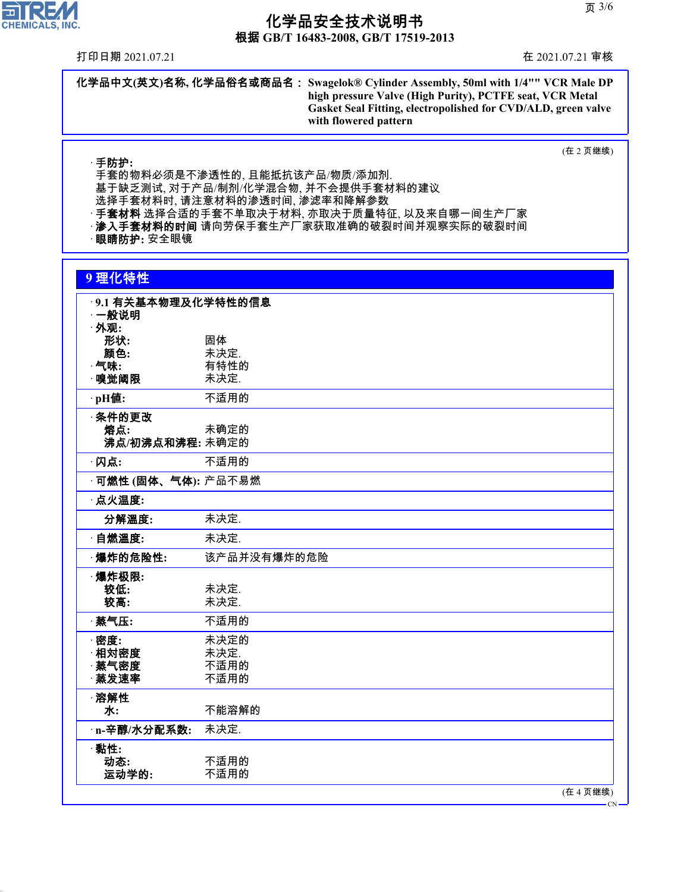**化学品中文(英文)名称, 化学品俗名或商品名：** Swagelok® Cylinder Assembly, 50ml with 1/4"" VCR Male DP high pressure Valve (High Purity), PCTFE seat, VCR Metal Gasket Seal Fitting, electropolished for CVD/ALD, green valve with flowered pattern

(在 2 页继续)

· **手防护:**
手套的物料必须是不渗透性的, 且能抵抗该产品/物质/添加剂.
基于缺乏测试, 对于产品/制剂/化学混合物, 并不会提供手套材料的建议
选择手套材料时, 请注意材料的渗透时间, 渗滤率和降解参数
· **手套材料** 选择合适的手套不单取决于材料, 亦取决于质量特征, 以及来自哪一间生产厂家
· **渗入手套材料的时间** 请向劳保手套生产厂家获取准确的破裂时间并观察实际的破裂时间
· **眼睛防护:** 安全眼镜

## 9 理化特性

· **9.1 有关基本物理及化学特性的信息**
· **一般说明**
· **外观:**

| | |
|---|---|
| **形状:** | 固体 |
| **颜色:** | 未决定. |
| · **气味:** | 有特性的 |
| · **嗅觉阈限** | 未决定. |
| · **pH值:** | 不适用的 |
| · **条件的更改** | |
| **熔点:** | 未确定的 |
| **沸点/初沸点和沸程:** | 未确定的 |
| · **闪点:** | 不适用的 |
| · **可燃性 (固体、气体):** | 产品不易燃 |
| · **点火温度:** | |
| **分解温度:** | 未决定. |
| · **自燃温度:** | 未决定. |
| · **爆炸的危险性:** | 该产品并没有爆炸的危险 |
| · **爆炸极限:** | |
| **较低:** | 未决定. |
| **较高:** | 未决定. |
| · **蒸气压:** | 不适用的 |
| · **密度:** | 未决定的 |
| · **相对密度** | 未决定. |
| · **蒸气密度** | 不适用的 |
| · **蒸发速率** | 不适用的 |
| · **溶解性** | |
| **水:** | 不能溶解的 |
| · **n-辛醇/水分配系数:** | 未决定. |
| · **黏性:** | |
| **动态:** | 不适用的 |
| **运动学的:** | 不适用的 |

(在 4 页继续)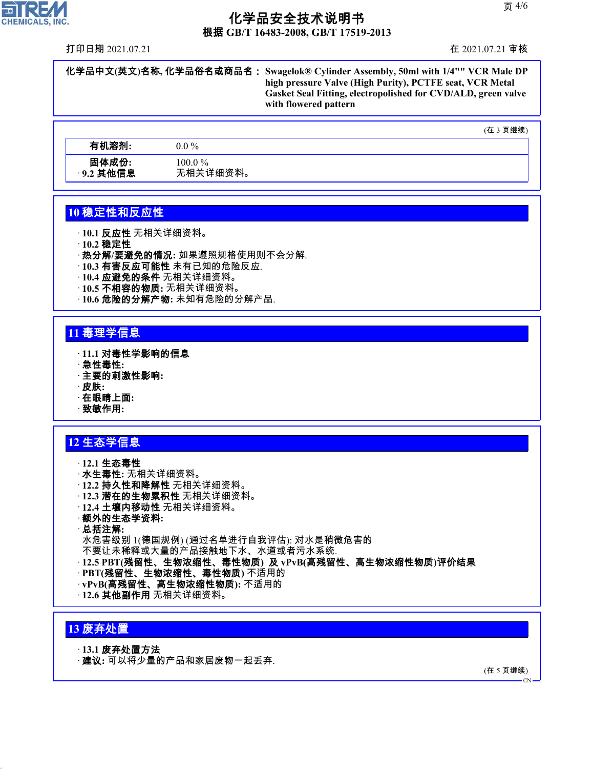**化学品中文(英文)名称, 化学品俗名或商品名：** Swagelok® Cylinder Assembly, 50ml with 1/4"" VCR Male DP high pressure Valve (High Purity), PCTFE seat, VCR Metal Gasket Seal Fitting, electropolished for CVD/ALD, green valve with flowered pattern

(在 3 页继续)

| | |
|---|---|
| **有机溶剂:** | 0.0 % |
| **固体成份:** | 100.0 % |

· **9.2 其他信息** 无相关详细资料。

## 10 稳定性和反应性

· **10.1 反应性** 无相关详细资料。
· **10.2 稳定性**
· **热分解/要避免的情况:** 如果遵照规格使用则不会分解.
· **10.3 有害反应可能性** 未有已知的危险反应.
· **10.4 应避免的条件** 无相关详细资料。
· **10.5 不相容的物质:** 无相关详细资料。
· **10.6 危险的分解产物:** 未知有危险的分解产品.

## 11 毒理学信息

· **11.1 对毒性学影响的信息**
· **急性毒性:**
· **主要的刺激性影响:**
· **皮肤:**
· **在眼睛上面:**
· **致敏作用:**

## 12 生态学信息

· **12.1 生态毒性**
· **水生毒性:** 无相关详细资料。
· **12.2 持久性和降解性** 无相关详细资料。
· **12.3 潜在的生物累积性** 无相关详细资料。
· **12.4 土壤内移动性** 无相关详细资料。
· **额外的生态学资料:**
· **总括注解:**
水危害级别 1(德国规例) (通过名单进行自我评估): 对水是稍微危害的
不要让未稀释或大量的产品接触地下水、水道或者污水系统.
· **12.5 PBT(残留性、生物浓缩性、毒性物质) 及 vPvB(高残留性、高生物浓缩性物质)评价结果**
· **PBT(残留性、生物浓缩性、毒性物质)** 不适用的
· **vPvB(高残留性、高生物浓缩性物质):** 不适用的
· **12.6 其他副作用** 无相关详细资料。

## 13 废弃处置

· **13.1 废弃处置方法**
· **建议:** 可以将少量的产品和家居废物一起丢弃.

(在 5 页继续)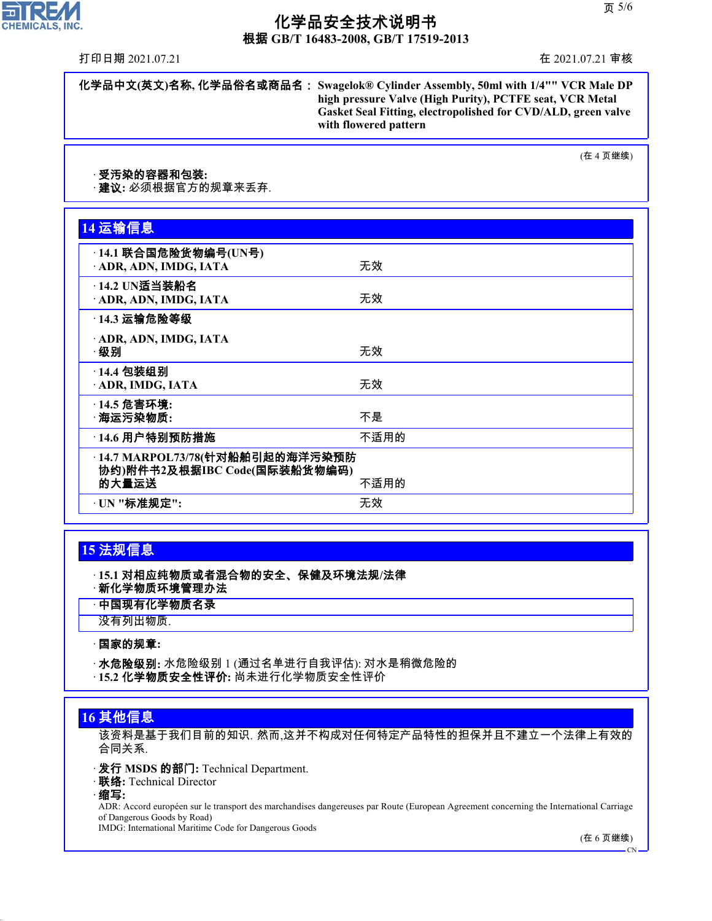化学品中文(英文)名称, 化学品俗名或商品名 : Swagelok® Cylinder Assembly, 50ml with 1/4"" VCR Male DP high pressure Valve (High Purity), PCTFE seat, VCR Metal Gasket Seal Fitting, electropolished for CVD/ALD, green valve with flowered pattern

(在 4 页继续)

· **受污染的容器和包装:**
· **建议:** 必须根据官方的规章来丢弃.

## 14 运输信息

| | |
|---|---|
| · **14.1 联合国危险货物编号(UN号)**<br>· **ADR, ADN, IMDG, IATA** | 无效 |
| · **14.2 UN适当装船名**<br>· **ADR, ADN, IMDG, IATA** | 无效 |
| · **14.3 运输危险等级**<br>· **ADR, ADN, IMDG, IATA**<br>· **级别** | 无效 |
| · **14.4 包装组别**<br>· **ADR, IMDG, IATA** | 无效 |
| · **14.5 危害环境:**<br>· **海运污染物质:** | 不是 |
| · **14.6 用户特别预防措施** | 不适用的 |
| · **14.7 MARPOL73/78(针对船舶引起的海洋污染预防协约)附件书2及根据IBC Code(国际装船货物编码)的大量运送** | 不适用的 |
| · **UN "标准规定":** | 无效 |

## 15 法规信息

· **15.1 对相应纯物质或者混合物的安全、保健及环境法规/法律**
· **新化学物质环境管理办法**

· **中国现有化学物质名录**
没有列出物质.

· **国家的规章:**

· **水危险级别:** 水危险级别 1 (通过名单进行自我评估): 对水是稍微危险的
· **15.2 化学物质安全性评价:** 尚未进行化学物质安全性评价

## 16 其他信息

该资料是基于我们目前的知识. 然而,这并不构成对任何特定产品特性的担保并且不建立一个法律上有效的合同关系.

· **发行 MSDS 的部门:** Technical Department.
· **联络:** Technical Director
· **缩写:**
ADR: Accord européen sur le transport des marchandises dangereuses par Route (European Agreement concerning the International Carriage of Dangerous Goods by Road)
IMDG: International Maritime Code for Dangerous Goods

(在 6 页继续)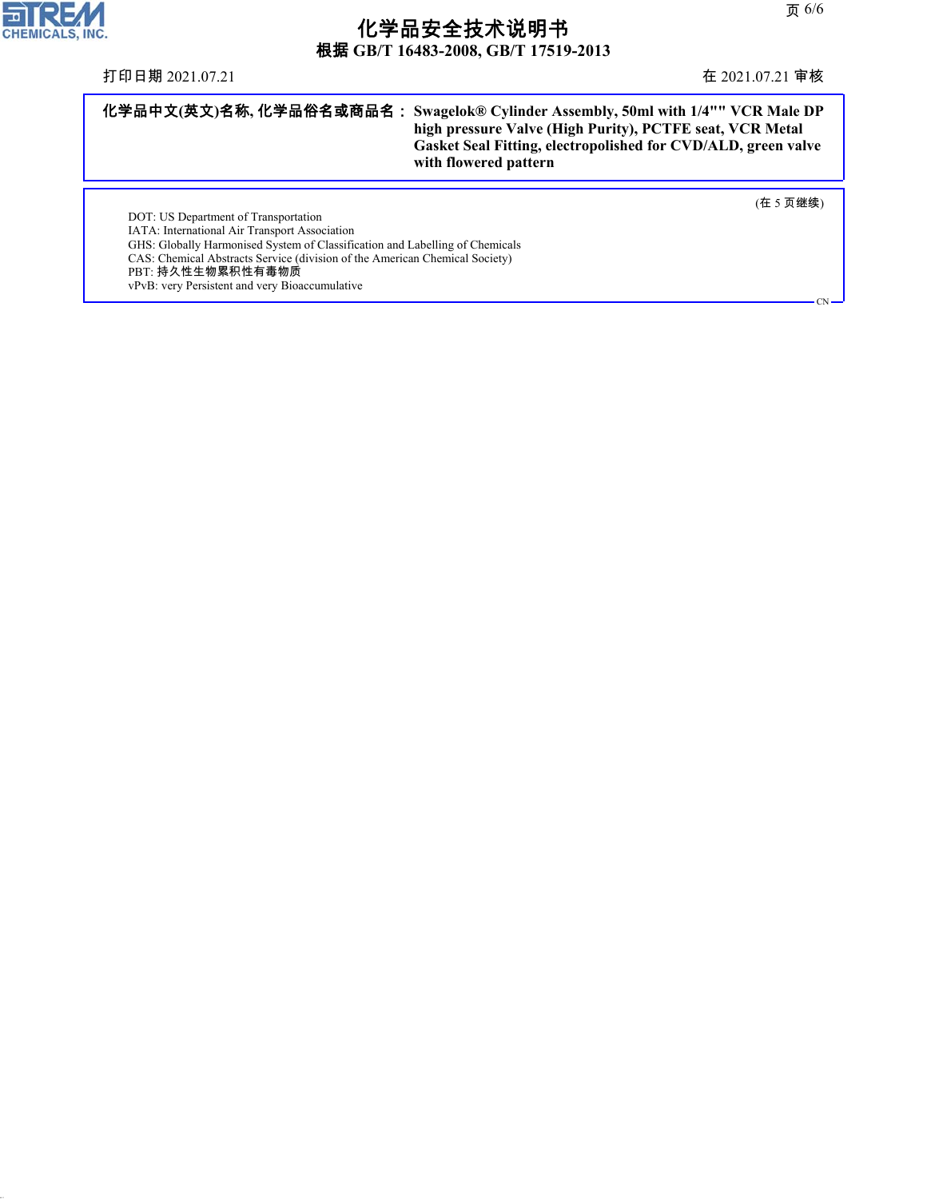化学品中文(英文)名称, 化学品俗名或商品名： Swagelok® Cylinder Assembly, 50ml with 1/4"" VCR Male DP high pressure Valve (High Purity), PCTFE seat, VCR Metal Gasket Seal Fitting, electropolished for CVD/ALD, green valve with flowered pattern

(在 5 页继续)

DOT: US Department of Transportation
IATA: International Air Transport Association
GHS: Globally Harmonised System of Classification and Labelling of Chemicals
CAS: Chemical Abstracts Service (division of the American Chemical Society)
PBT: 持久性生物累积性有毒物质
vPvB: very Persistent and very Bioaccumulative